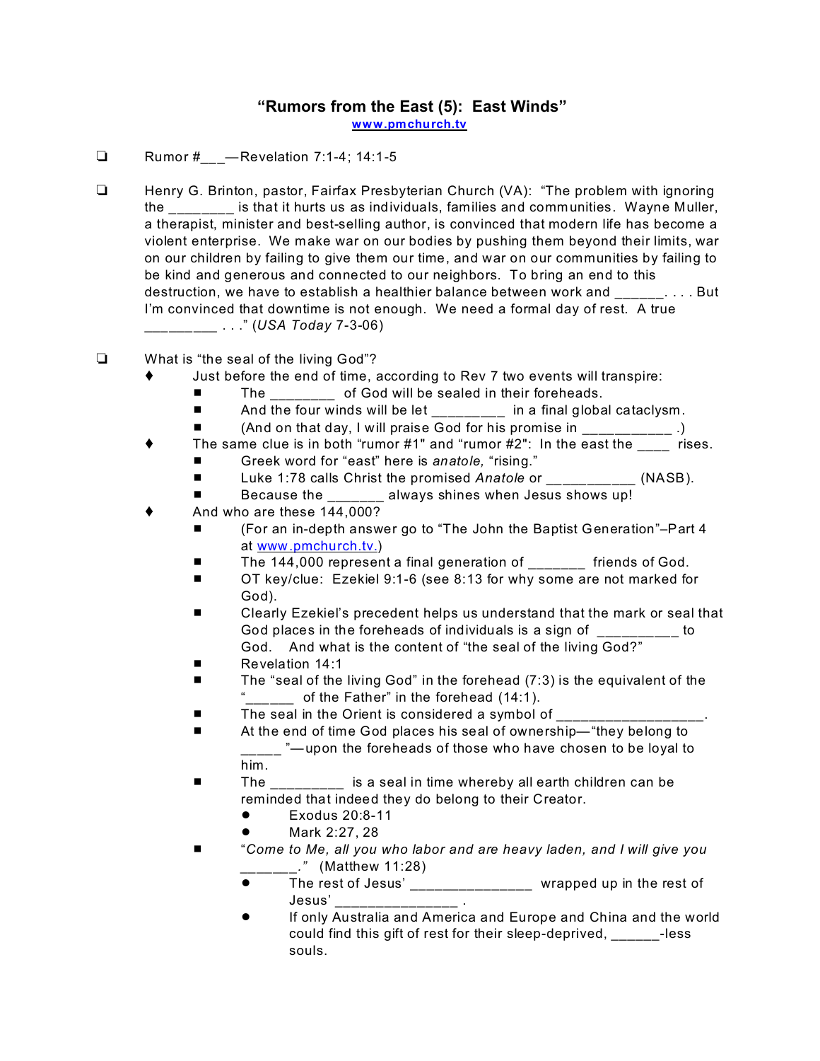# "Rumors from the East (5): East Winds"

www.pmchurch.tv

- ❑ Rumor #___—Revelation 7:1-4; 14:1-5

- ❑ Henry G. Brinton, pastor, Fairfax Presbyterian Church (VA): "The problem with ignoring the ________ is that it hurts us as individuals, families and communities. Wayne Muller, a therapist, minister and best-selling author, is convinced that modern life has become a violent enterprise. We make war on our bodies by pushing them beyond their limits, war on our children by failing to give them our time, and war on our communities by failing to be kind and generous and connected to our neighbors. To bring an end to this destruction, we have to establish a healthier balance between work and ______. . . . But I'm convinced that downtime is not enough. We need a formal day of rest. A true _________ . . ." (*USA Today* 7-3-06)

- ❑ What is "the seal of the living God"?
  - ♦ Just before the end of time, according to Rev 7 two events will transpire:
    - ■ The ________ of God will be sealed in their foreheads.
    - ■ And the four winds will be let _________ in a final global cataclysm.
    - ■ (And on that day, I will praise God for his promise in ___________ .)
  - ♦ The same clue is in both "rumor #1" and "rumor #2": In the east the ____ rises.
    - ■ Greek word for "east" here is *anatole,* "rising."
    - ■ Luke 1:78 calls Christ the promised *Anatole* or ___________ (NASB).
    - ■ Because the _______ always shines when Jesus shows up!
  - ♦ And who are these 144,000?
    - ■ (For an in-depth answer go to "The John the Baptist Generation"–Part 4 at www.pmchurch.tv.)
    - ■ The 144,000 represent a final generation of _______ friends of God.
    - ■ OT key/clue: Ezekiel 9:1-6 (see 8:13 for why some are not marked for God).
    - ■ Clearly Ezekiel's precedent helps us understand that the mark or seal that God places in the foreheads of individuals is a sign of __________ to God. And what is the content of "the seal of the living God?"
    - ■ Revelation 14:1
    - ■ The "seal of the living God" in the forehead (7:3) is the equivalent of the "______ of the Father" in the forehead (14:1).
    - ■ The seal in the Orient is considered a symbol of __________________.
    - ■ At the end of time God places his seal of ownership—"they belong to _____ "—upon the foreheads of those who have chosen to be loyal to him.
    - ■ The _________ is a seal in time whereby all earth children can be reminded that indeed they do belong to their Creator.
      - ● Exodus 20:8-11
      - ● Mark 2:27, 28
    - ■ "*Come to Me, all you who labor and are heavy laden, and I will give you ______.*" (Matthew 11:28)
      - ● The rest of Jesus' _______________ wrapped up in the rest of Jesus' _______________ .
      - ● If only Australia and America and Europe and China and the world could find this gift of rest for their sleep-deprived, ______-less souls.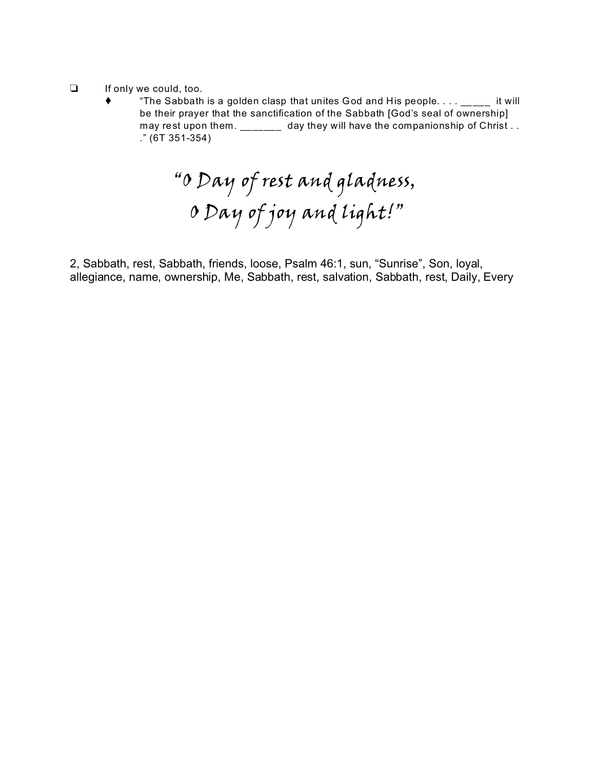- If only we could, too.
  - "The Sabbath is a golden clasp that unites God and His people. . . . _____ it will be their prayer that the sanctification of the Sabbath [God's seal of ownership] may rest upon them. ______ day they will have the companionship of Christ . . ." (6T 351-354)

*"O Day of rest and gladness,*
*O Day of joy and light!"*

2, Sabbath, rest, Sabbath, friends, loose, Psalm 46:1, sun, "Sunrise", Son, loyal, allegiance, name, ownership, Me, Sabbath, rest, salvation, Sabbath, rest, Daily, Every